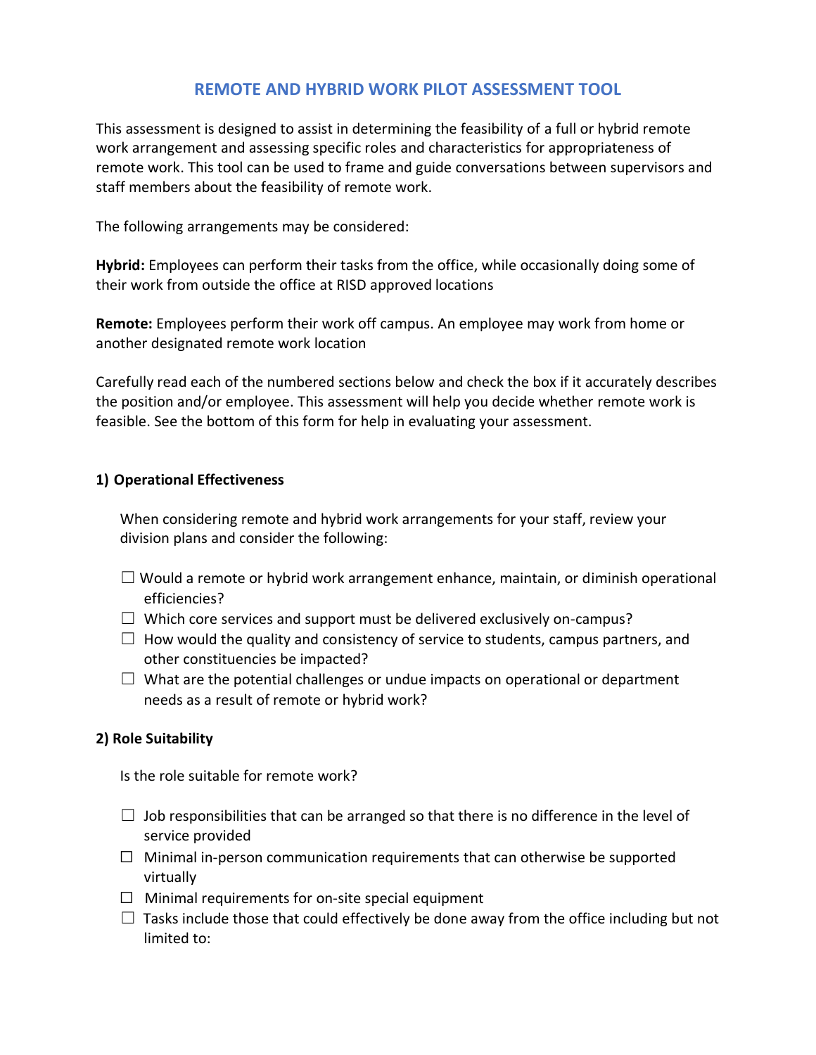# REMOTE AND HYBRID WORK PILOT ASSESSMENT TOOL

This assessment is designed to assist in determining the feasibility of a full or hybrid remote work arrangement and assessing specific roles and characteristics for appropriateness of remote work. This tool can be used to frame and guide conversations between supervisors and staff members about the feasibility of remote work.

The following arrangements may be considered:

**Hybrid:** Employees can perform their tasks from the office, while occasionally doing some of their work from outside the office at RISD approved locations

**Remote:** Employees perform their work off campus. An employee may work from home or another designated remote work location

Carefully read each of the numbered sections below and check the box if it accurately describes the position and/or employee. This assessment will help you decide whether remote work is feasible. See the bottom of this form for help in evaluating your assessment.

## 1) Operational Effectiveness

When considering remote and hybrid work arrangements for your staff, review your division plans and consider the following:

- ☐ Would a remote or hybrid work arrangement enhance, maintain, or diminish operational efficiencies?
- ☐ Which core services and support must be delivered exclusively on-campus?
- ☐ How would the quality and consistency of service to students, campus partners, and other constituencies be impacted?
- ☐ What are the potential challenges or undue impacts on operational or department needs as a result of remote or hybrid work?

## 2) Role Suitability

Is the role suitable for remote work?

- ☐ Job responsibilities that can be arranged so that there is no difference in the level of service provided
- ☐ Minimal in-person communication requirements that can otherwise be supported virtually
- ☐ Minimal requirements for on-site special equipment
- ☐ Tasks include those that could effectively be done away from the office including but not limited to: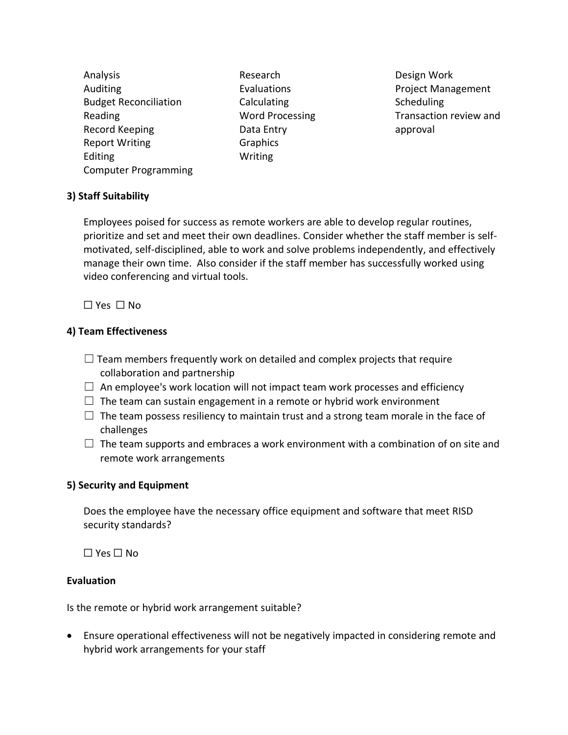- Analysis
- Auditing
- Budget Reconciliation
- Reading
- Record Keeping
- Report Writing
- Editing
- Computer Programming
- Research
- Evaluations
- Calculating
- Word Processing
- Data Entry
- Graphics
- Writing
- Design Work
- Project Management
- Scheduling
- Transaction review and approval

**3) Staff Suitability**

Employees poised for success as remote workers are able to develop regular routines, prioritize and set and meet their own deadlines. Consider whether the staff member is self-motivated, self-disciplined, able to work and solve problems independently, and effectively manage their own time. Also consider if the staff member has successfully worked using video conferencing and virtual tools.

☐ Yes ☐ No

**4) Team Effectiveness**

☐ Team members frequently work on detailed and complex projects that require collaboration and partnership
☐ An employee's work location will not impact team work processes and efficiency
☐ The team can sustain engagement in a remote or hybrid work environment
☐ The team possess resiliency to maintain trust and a strong team morale in the face of challenges
☐ The team supports and embraces a work environment with a combination of on site and remote work arrangements

**5) Security and Equipment**

Does the employee have the necessary office equipment and software that meet RISD security standards?

☐ Yes ☐ No

**Evaluation**

Is the remote or hybrid work arrangement suitable?

- Ensure operational effectiveness will not be negatively impacted in considering remote and hybrid work arrangements for your staff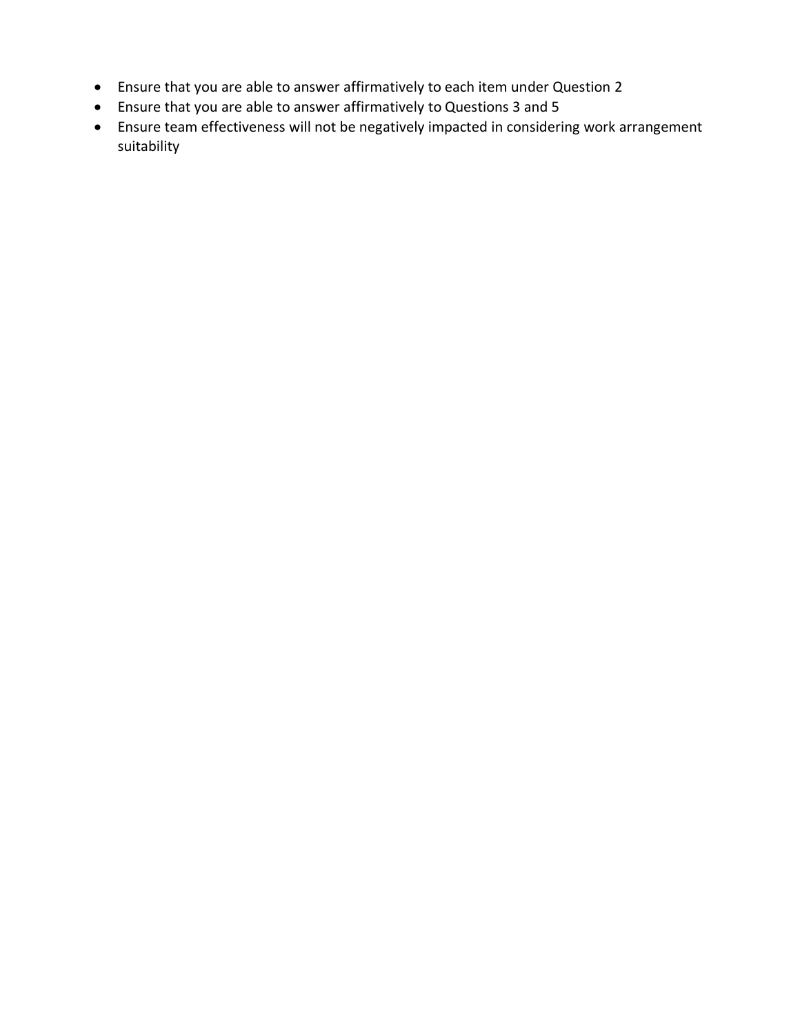- Ensure that you are able to answer affirmatively to each item under Question 2
- Ensure that you are able to answer affirmatively to Questions 3 and 5
- Ensure team effectiveness will not be negatively impacted in considering work arrangement suitability